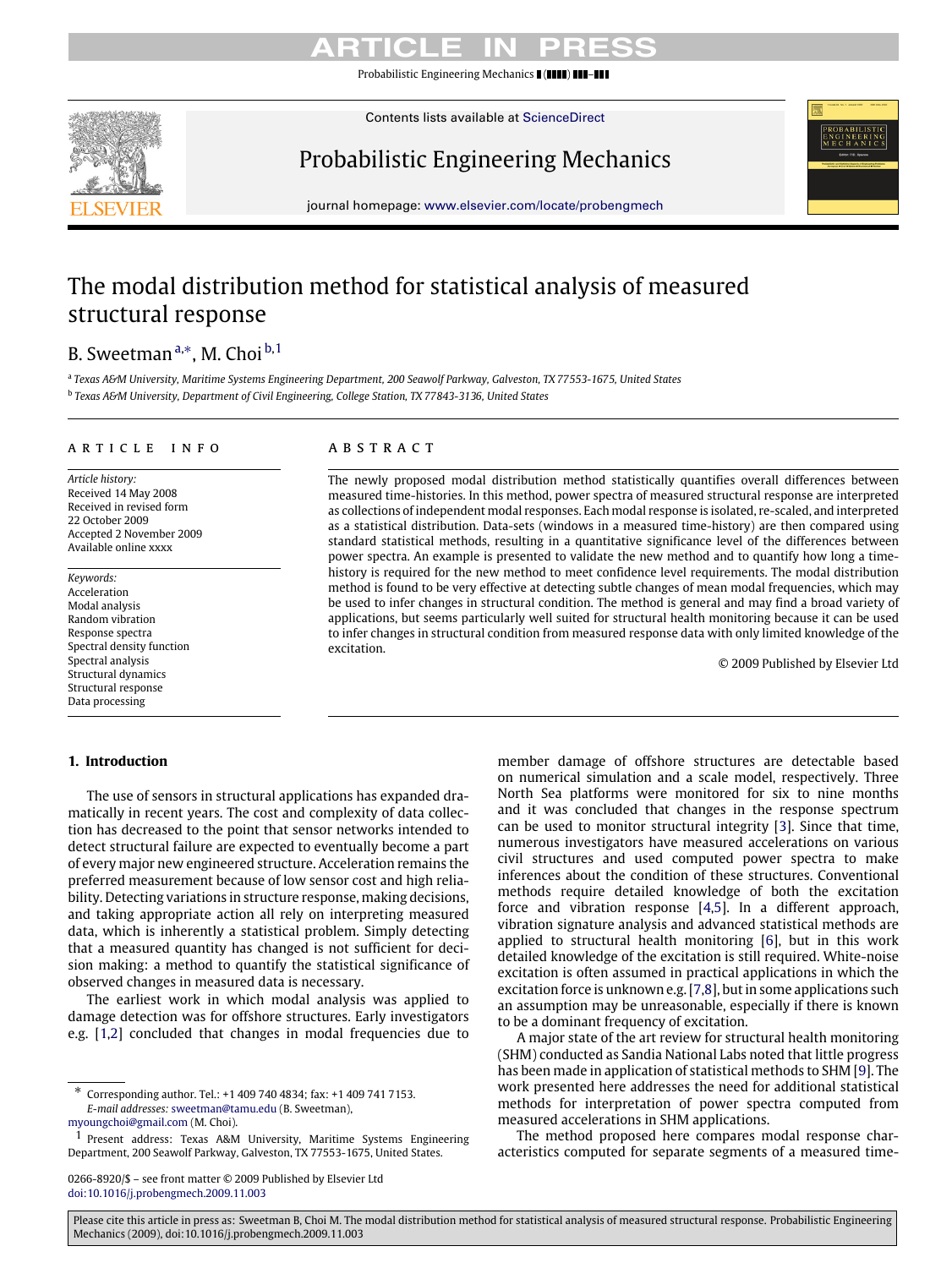# The modal distribution method for statistical analysis of measured structural response

B. Sweetman [a,*], M. Choi [b,1]

[a] *Texas A&M University, Maritime Systems Engineering Department, 200 Seawolf Parkway, Galveston, TX 77553-1675, United States*

[b] *Texas A&M University, Department of Civil Engineering, College Station, TX 77843-3136, United States*

## ARTICLE INFO

*Article history:*
Received 14 May 2008
Received in revised form 22 October 2009
Accepted 2 November 2009
Available online xxxx

*Keywords:*
Acceleration
Modal analysis
Random vibration
Response spectra
Spectral density function
Spectral analysis
Structural dynamics
Structural response
Data processing

## ABSTRACT

The newly proposed modal distribution method statistically quantifies overall differences between measured time-histories. In this method, power spectra of measured structural response are interpreted as collections of independent modal responses. Each modal response is isolated, re-scaled, and interpreted as a statistical distribution. Data-sets (windows in a measured time-history) are then compared using standard statistical methods, resulting in a quantitative significance level of the differences between power spectra. An example is presented to validate the new method and to quantify how long a time-history is required for the new method to meet confidence level requirements. The modal distribution method is found to be very effective at detecting subtle changes of mean modal frequencies, which may be used to infer changes in structural condition. The method is general and may find a broad variety of applications, but seems particularly well suited for structural health monitoring because it can be used to infer changes in structural condition from measured response data with only limited knowledge of the excitation.

© 2009 Published by Elsevier Ltd

## 1. Introduction

The use of sensors in structural applications has expanded dramatically in recent years. The cost and complexity of data collection has decreased to the point that sensor networks intended to detect structural failure are expected to eventually become a part of every major new engineered structure. Acceleration remains the preferred measurement because of low sensor cost and high reliability. Detecting variations in structure response, making decisions, and taking appropriate action all rely on interpreting measured data, which is inherently a statistical problem. Simply detecting that a measured quantity has changed is not sufficient for decision making: a method to quantify the statistical significance of observed changes in measured data is necessary.

The earliest work in which modal analysis was applied to damage detection was for offshore structures. Early investigators e.g. [1,2] concluded that changes in modal frequencies due to member damage of offshore structures are detectable based on numerical simulation and a scale model, respectively. Three North Sea platforms were monitored for six to nine months and it was concluded that changes in the response spectrum can be used to monitor structural integrity [3]. Since that time, numerous investigators have measured accelerations on various civil structures and used computed power spectra to make inferences about the condition of these structures. Conventional methods require detailed knowledge of both the excitation force and vibration response [4,5]. In a different approach, vibration signature analysis and advanced statistical methods are applied to structural health monitoring [6], but in this work detailed knowledge of the excitation is still required. White-noise excitation is often assumed in practical applications in which the excitation force is unknown e.g. [7,8], but in some applications such an assumption may be unreasonable, especially if there is known to be a dominant frequency of excitation.

A major state of the art review for structural health monitoring (SHM) conducted as Sandia National Labs noted that little progress has been made in application of statistical methods to SHM [9]. The work presented here addresses the need for additional statistical methods for interpretation of power spectra computed from measured accelerations in SHM applications.

The method proposed here compares modal response characteristics computed for separate segments of a measured time-

---

* Corresponding author. Tel.: +1 409 740 4834; fax: +1 409 741 7153.
*E-mail addresses:* sweetman@tamu.edu (B. Sweetman), myoungchoi@gmail.com (M. Choi).

1 Present address: Texas A&M University, Maritime Systems Engineering Department, 200 Seawolf Parkway, Galveston, TX 77553-1675, United States.

0266-8920/$ – see front matter © 2009 Published by Elsevier Ltd
doi:10.1016/j.probengmech.2009.11.003

Please cite this article in press as: Sweetman B, Choi M. The modal distribution method for statistical analysis of measured structural response. Probabilistic Engineering Mechanics (2009), doi:10.1016/j.probengmech.2009.11.003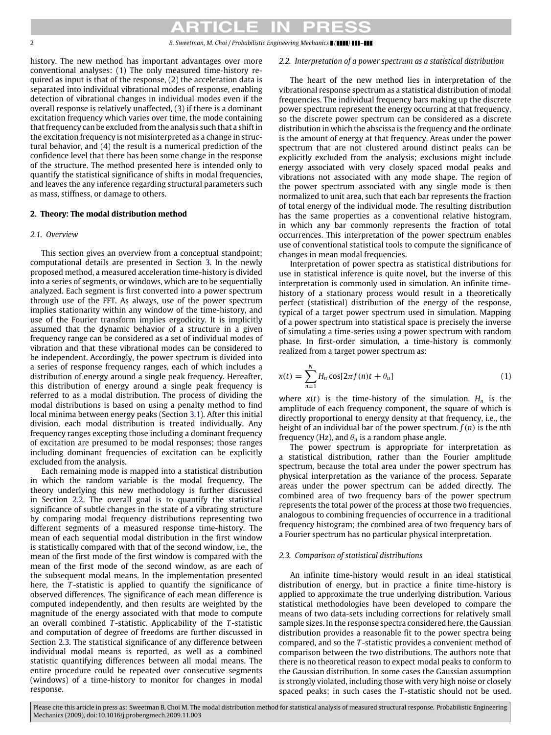history. The new method has important advantages over more conventional analyses: (1) The only measured time-history required as input is that of the response, (2) the acceleration data is separated into individual vibrational modes of response, enabling detection of vibrational changes in individual modes even if the overall response is relatively unaffected, (3) if there is a dominant excitation frequency which varies over time, the mode containing that frequency can be excluded from the analysis such that a shift in the excitation frequency is not misinterpreted as a change in structural behavior, and (4) the result is a numerical prediction of the confidence level that there has been some change in the response of the structure. The method presented here is intended only to quantify the statistical significance of shifts in modal frequencies, and leaves the any inference regarding structural parameters such as mass, stiffness, or damage to others.

## 2. Theory: The modal distribution method

### 2.1. Overview

This section gives an overview from a conceptual standpoint; computational details are presented in Section 3. In the newly proposed method, a measured acceleration time-history is divided into a series of segments, or windows, which are to be sequentially analyzed. Each segment is first converted into a power spectrum through use of the FFT. As always, use of the power spectrum implies stationarity within any window of the time-history, and use of the Fourier transform implies ergodicity. It is implicitly assumed that the dynamic behavior of a structure in a given frequency range can be considered as a set of individual modes of vibration and that these vibrational modes can be considered to be independent. Accordingly, the power spectrum is divided into a series of response frequency ranges, each of which includes a distribution of energy around a single peak frequency. Hereafter, this distribution of energy around a single peak frequency is referred to as a modal distribution. The process of dividing the modal distributions is based on using a penalty method to find local minima between energy peaks (Section 3.1). After this initial division, each modal distribution is treated individually. Any frequency ranges excepting those including a dominant frequency of excitation are presumed to be modal responses; those ranges including dominant frequencies of excitation can be explicitly excluded from the analysis.

Each remaining mode is mapped into a statistical distribution in which the random variable is the modal frequency. The theory underlying this new methodology is further discussed in Section 2.2. The overall goal is to quantify the statistical significance of subtle changes in the state of a vibrating structure by comparing modal frequency distributions representing two different segments of a measured response time-history. The mean of each sequential modal distribution in the first window is statistically compared with that of the second window, i.e., the mean of the first mode of the first window is compared with the mean of the first mode of the second window, as are each of the subsequent modal means. In the implementation presented here, the $T$-statistic is applied to quantify the significance of observed differences. The significance of each mean difference is computed independently, and then results are weighted by the magnitude of the energy associated with that mode to compute an overall combined $T$-statistic. Applicability of the $T$-statistic and computation of degree of freedoms are further discussed in Section 2.3. The statistical significance of any difference between individual modal means is reported, as well as a combined statistic quantifying differences between all modal means. The entire procedure could be repeated over consecutive segments (windows) of a time-history to monitor for changes in modal response.

### 2.2. Interpretation of a power spectrum as a statistical distribution

The heart of the new method lies in interpretation of the vibrational response spectrum as a statistical distribution of modal frequencies. The individual frequency bars making up the discrete power spectrum represent the energy occurring at that frequency, so the discrete power spectrum can be considered as a discrete distribution in which the abscissa is the frequency and the ordinate is the amount of energy at that frequency. Areas under the power spectrum that are not clustered around distinct peaks can be explicitly excluded from the analysis; exclusions might include energy associated with very closely spaced modal peaks and vibrations not associated with any mode shape. The region of the power spectrum associated with any single mode is then normalized to unit area, such that each bar represents the fraction of total energy of the individual mode. The resulting distribution has the same properties as a conventional relative histogram, in which any bar commonly represents the fraction of total occurrences. This interpretation of the power spectrum enables use of conventional statistical tools to compute the significance of changes in mean modal frequencies.

Interpretation of power spectra as statistical distributions for use in statistical inference is quite novel, but the inverse of this interpretation is commonly used in simulation. An infinite time-history of a stationary process would result in a theoretically perfect (statistical) distribution of the energy of the response, typical of a target power spectrum used in simulation. Mapping of a power spectrum into statistical space is precisely the inverse of simulating a time-series using a power spectrum with random phase. In first-order simulation, a time-history is commonly realized from a target power spectrum as:

$$x(t) = \sum_{n=1}^{N} H_n \cos[2\pi f(n)t + \theta_n] \tag{1}$$

where $x(t)$ is the time-history of the simulation. $H_n$ is the amplitude of each frequency component, the square of which is directly proportional to energy density at that frequency, i.e., the height of an individual bar of the power spectrum. $f(n)$ is the $n$th frequency (Hz), and $\theta_n$ is a random phase angle.

The power spectrum is appropriate for interpretation as a statistical distribution, rather than the Fourier amplitude spectrum, because the total area under the power spectrum has physical interpretation as the variance of the process. Separate areas under the power spectrum can be added directly. The combined area of two frequency bars of the power spectrum represents the total power of the process at those two frequencies, analogous to combining frequencies of occurrence in a traditional frequency histogram; the combined area of two frequency bars of a Fourier spectrum has no particular physical interpretation.

### 2.3. Comparison of statistical distributions

An infinite time-history would result in an ideal statistical distribution of energy, but in practice a finite time-history is applied to approximate the true underlying distribution. Various statistical methodologies have been developed to compare the means of two data-sets including corrections for relatively small sample sizes. In the response spectra considered here, the Gaussian distribution provides a reasonable fit to the power spectra being compared, and so the $T$-statistic provides a convenient method of comparison between the two distributions. The authors note that there is no theoretical reason to expect modal peaks to conform to the Gaussian distribution. In some cases the Gaussian assumption is strongly violated, including those with very high noise or closely spaced peaks; in such cases the $T$-statistic should not be used.

Please cite this article in press as: Sweetman B, Choi M. The modal distribution method for statistical analysis of measured structural response. Probabilistic Engineering Mechanics (2009), doi:10.1016/j.probengmech.2009.11.003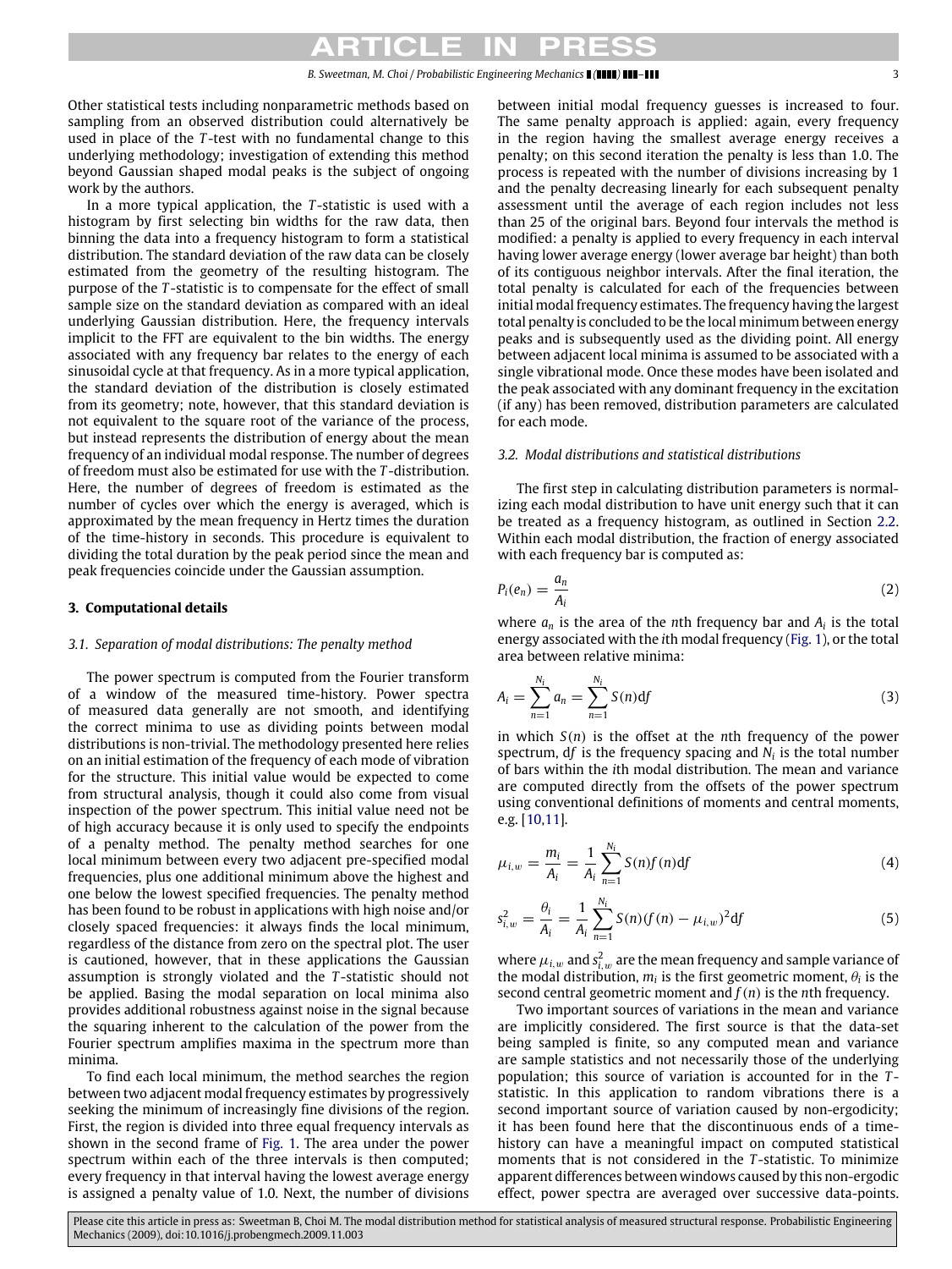Other statistical tests including nonparametric methods based on sampling from an observed distribution could alternatively be used in place of the $T$-test with no fundamental change to this underlying methodology; investigation of extending this method beyond Gaussian shaped modal peaks is the subject of ongoing work by the authors.

In a more typical application, the $T$-statistic is used with a histogram by first selecting bin widths for the raw data, then binning the data into a frequency histogram to form a statistical distribution. The standard deviation of the raw data can be closely estimated from the geometry of the resulting histogram. The purpose of the $T$-statistic is to compensate for the effect of small sample size on the standard deviation as compared with an ideal underlying Gaussian distribution. Here, the frequency intervals implicit to the FFT are equivalent to the bin widths. The energy associated with any frequency bar relates to the energy of each sinusoidal cycle at that frequency. As in a more typical application, the standard deviation of the distribution is closely estimated from its geometry; note, however, that this standard deviation is not equivalent to the square root of the variance of the process, but instead represents the distribution of energy about the mean frequency of an individual modal response. The number of degrees of freedom must also be estimated for use with the $T$-distribution. Here, the number of degrees of freedom is estimated as the number of cycles over which the energy is averaged, which is approximated by the mean frequency in Hertz times the duration of the time-history in seconds. This procedure is equivalent to dividing the total duration by the peak period since the mean and peak frequencies coincide under the Gaussian assumption.

## 3. Computational details

### 3.1. Separation of modal distributions: The penalty method

The power spectrum is computed from the Fourier transform of a window of the measured time-history. Power spectra of measured data generally are not smooth, and identifying the correct minima to use as dividing points between modal distributions is non-trivial. The methodology presented here relies on an initial estimation of the frequency of each mode of vibration for the structure. This initial value would be expected to come from structural analysis, though it could also come from visual inspection of the power spectrum. This initial value need not be of high accuracy because it is only used to specify the endpoints of a penalty method. The penalty method searches for one local minimum between every two adjacent pre-specified modal frequencies, plus one additional minimum above the highest and one below the lowest specified frequencies. The penalty method has been found to be robust in applications with high noise and/or closely spaced frequencies: it always finds the local minimum, regardless of the distance from zero on the spectral plot. The user is cautioned, however, that in these applications the Gaussian assumption is strongly violated and the $T$-statistic should not be applied. Basing the modal separation on local minima also provides additional robustness against noise in the signal because the squaring inherent to the calculation of the power from the Fourier spectrum amplifies maxima in the spectrum more than minima.

To find each local minimum, the method searches the region between two adjacent modal frequency estimates by progressively seeking the minimum of increasingly fine divisions of the region. First, the region is divided into three equal frequency intervals as shown in the second frame of Fig. 1. The area under the power spectrum within each of the three intervals is then computed; every frequency in that interval having the lowest average energy is assigned a penalty value of 1.0. Next, the number of divisions between initial modal frequency guesses is increased to four. The same penalty approach is applied: again, every frequency in the region having the smallest average energy receives a penalty; on this second iteration the penalty is less than 1.0. The process is repeated with the number of divisions increasing by 1 and the penalty decreasing linearly for each subsequent penalty assessment until the average of each region includes not less than 25 of the original bars. Beyond four intervals the method is modified: a penalty is applied to every frequency in each interval having lower average energy (lower average bar height) than both of its contiguous neighbor intervals. After the final iteration, the total penalty is calculated for each of the frequencies between initial modal frequency estimates. The frequency having the largest total penalty is concluded to be the local minimum between energy peaks and is subsequently used as the dividing point. All energy between adjacent local minima is assumed to be associated with a single vibrational mode. Once these modes have been isolated and the peak associated with any dominant frequency in the excitation (if any) has been removed, distribution parameters are calculated for each mode.

### 3.2. Modal distributions and statistical distributions

The first step in calculating distribution parameters is normalizing each modal distribution to have unit energy such that it can be treated as a frequency histogram, as outlined in Section 2.2. Within each modal distribution, the fraction of energy associated with each frequency bar is computed as:

$$P_i(e_n) = \frac{a_n}{A_i} \tag{2}$$

where $a_n$ is the area of the $n$th frequency bar and $A_i$ is the total energy associated with the $i$th modal frequency (Fig. 1), or the total area between relative minima:

$$A_i = \sum_{n=1}^{N_i} a_n = \sum_{n=1}^{N_i} S(n)\mathrm{d}f \tag{3}$$

in which $S(n)$ is the offset at the $n$th frequency of the power spectrum, $\mathrm{d}f$ is the frequency spacing and $N_i$ is the total number of bars within the $i$th modal distribution. The mean and variance are computed directly from the offsets of the power spectrum using conventional definitions of moments and central moments, e.g. [10,11].

$$\mu_{i,w} = \frac{m_i}{A_i} = \frac{1}{A_i}\sum_{n=1}^{N_i} S(n)f(n)\mathrm{d}f \tag{4}$$

$$s_{i,w}^2 = \frac{\theta_i}{A_i} = \frac{1}{A_i}\sum_{n=1}^{N_i} S(n)(f(n) - \mu_{i,w})^2\mathrm{d}f \tag{5}$$

where $\mu_{i,w}$ and $s_{i,w}^2$ are the mean frequency and sample variance of the modal distribution, $m_i$ is the first geometric moment, $\theta_i$ is the second central geometric moment and $f(n)$ is the $n$th frequency.

Two important sources of variations in the mean and variance are implicitly considered. The first source is that the data-set being sampled is finite, so any computed mean and variance are sample statistics and not necessarily those of the underlying population; this source of variation is accounted for in the $T$-statistic. In this application to random vibrations there is a second important source of variation caused by non-ergodicity; it has been found here that the discontinuous ends of a time-history can have a meaningful impact on computed statistical moments that is not considered in the $T$-statistic. To minimize apparent differences between windows caused by this non-ergodic effect, power spectra are averaged over successive data-points.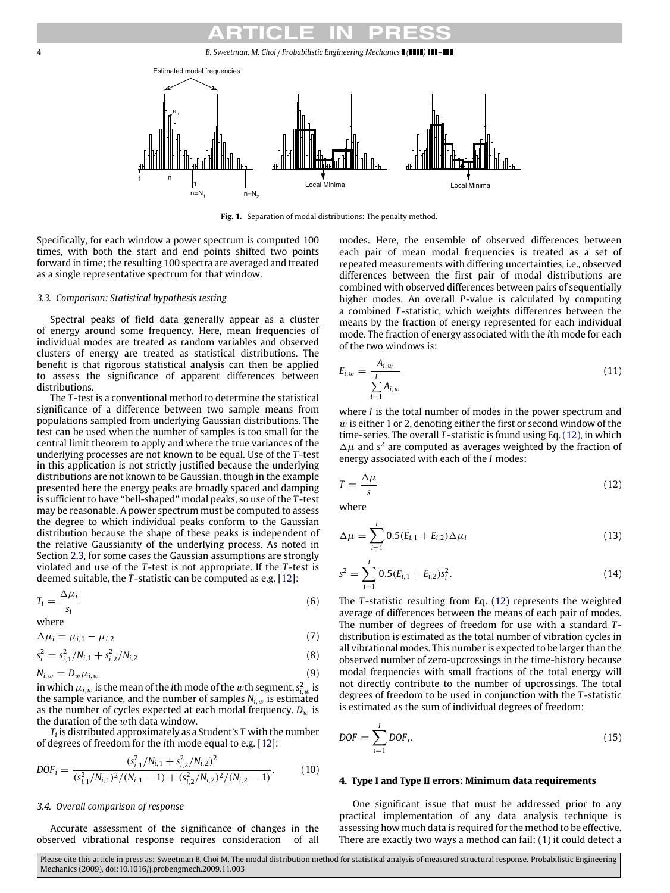Fig. 1. Separation of modal distributions: The penalty method.

Specifically, for each window a power spectrum is computed 100 times, with both the start and end points shifted two points forward in time; the resulting 100 spectra are averaged and treated as a single representative spectrum for that window.

### 3.3. Comparison: Statistical hypothesis testing

Spectral peaks of field data generally appear as a cluster of energy around some frequency. Here, mean frequencies of individual modes are treated as random variables and observed clusters of energy are treated as statistical distributions. The benefit is that rigorous statistical analysis can then be applied to assess the significance of apparent differences between distributions.

The $T$-test is a conventional method to determine the statistical significance of a difference between two sample means from populations sampled from underlying Gaussian distributions. The test can be used when the number of samples is too small for the central limit theorem to apply and where the true variances of the underlying processes are not known to be equal. Use of the $T$-test in this application is not strictly justified because the underlying distributions are not known to be Gaussian, though in the example presented here the energy peaks are broadly spaced and damping is sufficient to have "bell-shaped" modal peaks, so use of the $T$-test may be reasonable. A power spectrum must be computed to assess the degree to which individual peaks conform to the Gaussian distribution because the shape of these peaks is independent of the relative Gaussianity of the underlying process. As noted in Section 2.3, for some cases the Gaussian assumptions are strongly violated and use of the $T$-test is not appropriate. If the $T$-test is deemed suitable, the $T$-statistic can be computed as e.g. [12]:

$$T_i = \frac{\Delta\mu_i}{s_i} \tag{6}$$

where

$$\Delta\mu_i = \mu_{i,1} - \mu_{i,2} \tag{7}$$

$$s_i^2 = s_{i,1}^2/N_{i,1} + s_{i,2}^2/N_{i,2} \tag{8}$$

$$N_{i,w} = D_w \mu_{i,w} \tag{9}$$

in which $\mu_{i,w}$ is the mean of the $i$th mode of the $w$th segment, $s_{i,w}^2$ is the sample variance, and the number of samples $N_{i,w}$ is estimated as the number of cycles expected at each modal frequency. $D_w$ is the duration of the $w$th data window.

$T_i$ is distributed approximately as a Student's $T$ with the number of degrees of freedom for the $i$th mode equal to e.g. [12]:

$$DOF_i = \frac{(s_{i,1}^2/N_{i,1} + s_{i,2}^2/N_{i,2})^2}{(s_{i,1}^2/N_{i,1})^2/(N_{i,1}-1) + (s_{i,2}^2/N_{i,2})^2/(N_{i,2}-1)}. \tag{10}$$

### 3.4. Overall comparison of response

Accurate assessment of the significance of changes in the observed vibrational response requires consideration of all modes. Here, the ensemble of observed differences between each pair of mean modal frequencies is treated as a set of repeated measurements with differing uncertainties, i.e., observed differences between the first pair of modal distributions are combined with observed differences between pairs of sequentially higher modes. An overall $P$-value is calculated by computing a combined $T$-statistic, which weights differences between the means by the fraction of energy represented for each individual mode. The fraction of energy associated with the $i$th mode for each of the two windows is:

$$E_{i,w} = \frac{A_{i,w}}{\sum_{i=1}^{I} A_{i,w}} \tag{11}$$

where $I$ is the total number of modes in the power spectrum and $w$ is either 1 or 2, denoting either the first or second window of the time-series. The overall $T$-statistic is found using Eq. (12), in which $\Delta\mu$ and $s^2$ are computed as averages weighted by the fraction of energy associated with each of the $I$ modes:

$$T = \frac{\Delta\mu}{s} \tag{12}$$

where

$$\Delta\mu = \sum_{i=1}^{I} 0.5(E_{i,1} + E_{i,2})\Delta\mu_i \tag{13}$$

$$s^2 = \sum_{i=1}^{I} 0.5(E_{i,1} + E_{i,2})s_i^2. \tag{14}$$

The $T$-statistic resulting from Eq. (12) represents the weighted average of differences between the means of each pair of modes. The number of degrees of freedom for use with a standard $T$-distribution is estimated as the total number of vibration cycles in all vibrational modes. This number is expected to be larger than the observed number of zero-upcrossings in the time-history because modal frequencies with small fractions of the total energy will not directly contribute to the number of upcrossings. The total degrees of freedom to be used in conjunction with the $T$-statistic is estimated as the sum of individual degrees of freedom:

$$DOF = \sum_{i=1}^{I} DOF_i. \tag{15}$$

## 4. Type I and Type II errors: Minimum data requirements

One significant issue that must be addressed prior to any practical implementation of any data analysis technique is assessing how much data is required for the method to be effective. There are exactly two ways a method can fail: (1) it could detect a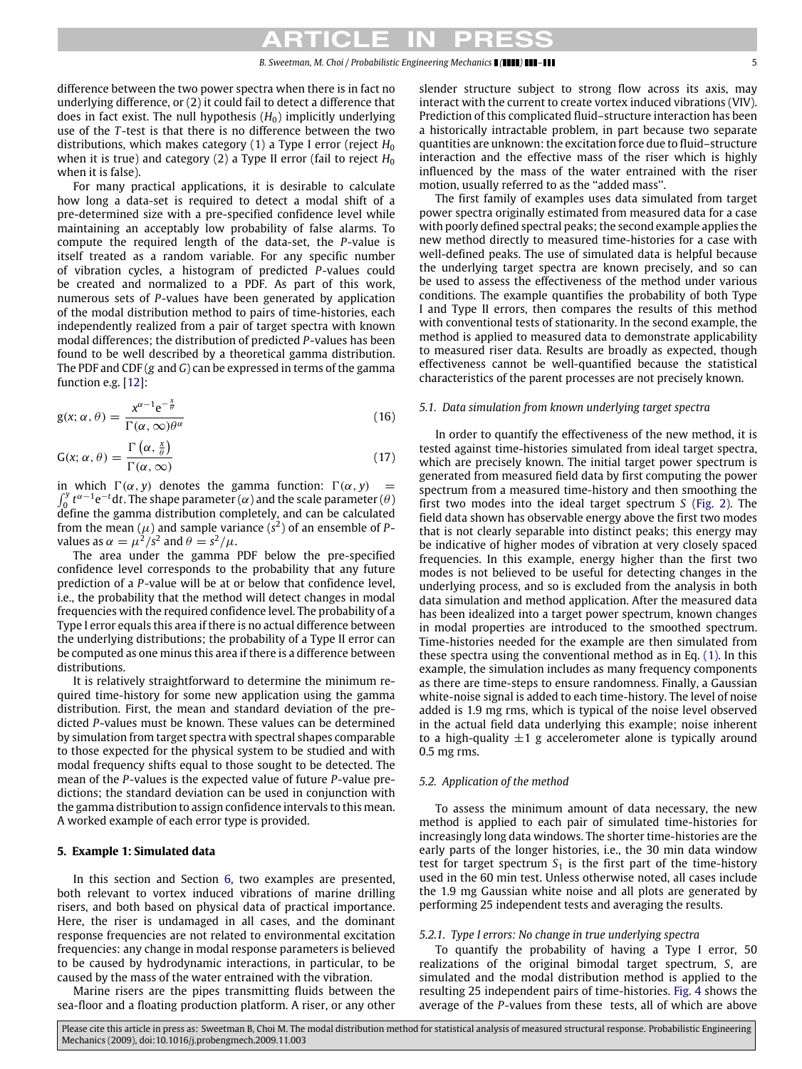difference between the two power spectra when there is in fact no underlying difference, or (2) it could fail to detect a difference that does in fact exist. The null hypothesis ($H_0$) implicitly underlying use of the *T*-test is that there is no difference between the two distributions, which makes category (1) a Type I error (reject $H_0$ when it is true) and category (2) a Type II error (fail to reject $H_0$ when it is false).

For many practical applications, it is desirable to calculate how long a data-set is required to detect a modal shift of a pre-determined size with a pre-specified confidence level while maintaining an acceptably low probability of false alarms. To compute the required length of the data-set, the *P*-value is itself treated as a random variable. For any specific number of vibration cycles, a histogram of predicted *P*-values could be created and normalized to a PDF. As part of this work, numerous sets of *P*-values have been generated by application of the modal distribution method to pairs of time-histories, each independently realized from a pair of target spectra with known modal differences; the distribution of predicted *P*-values has been found to be well described by a theoretical gamma distribution. The PDF and CDF (*g* and *G*) can be expressed in terms of the gamma function e.g. [12]:

$$g(x; \alpha, \theta) = \frac{x^{\alpha-1} e^{-\frac{x}{\theta}}}{\Gamma(\alpha, \infty)\theta^{\alpha}} \tag{16}$$

$$G(x; \alpha, \theta) = \frac{\Gamma\left(\alpha, \frac{x}{\theta}\right)}{\Gamma(\alpha, \infty)} \tag{17}$$

in which $\Gamma(\alpha, y)$ denotes the gamma function: $\Gamma(\alpha, y) = \int_0^y t^{\alpha-1} e^{-t} dt$. The shape parameter ($\alpha$) and the scale parameter ($\theta$) define the gamma distribution completely, and can be calculated from the mean ($\mu$) and sample variance ($s^2$) of an ensemble of *P*-values as $\alpha = \mu^2/s^2$ and $\theta = s^2/\mu$.

The area under the gamma PDF below the pre-specified confidence level corresponds to the probability that any future prediction of a *P*-value will be at or below that confidence level, i.e., the probability that the method will detect changes in modal frequencies with the required confidence level. The probability of a Type I error equals this area if there is no actual difference between the underlying distributions; the probability of a Type II error can be computed as one minus this area if there is a difference between distributions.

It is relatively straightforward to determine the minimum required time-history for some new application using the gamma distribution. First, the mean and standard deviation of the predicted *P*-values must be known. These values can be determined by simulation from target spectra with spectral shapes comparable to those expected for the physical system to be studied and with modal frequency shifts equal to those sought to be detected. The mean of the *P*-values is the expected value of future *P*-value predictions; the standard deviation can be used in conjunction with the gamma distribution to assign confidence intervals to this mean. A worked example of each error type is provided.

## 5. Example 1: Simulated data

In this section and Section 6, two examples are presented, both relevant to vortex induced vibrations of marine drilling risers, and both based on physical data of practical importance. Here, the riser is undamaged in all cases, and the dominant response frequencies are not related to environmental excitation frequencies: any change in modal response parameters is believed to be caused by hydrodynamic interactions, in particular, to be caused by the mass of the water entrained with the vibration.

Marine risers are the pipes transmitting fluids between the sea-floor and a floating production platform. A riser, or any other slender structure subject to strong flow across its axis, may interact with the current to create vortex induced vibrations (VIV). Prediction of this complicated fluid–structure interaction has been a historically intractable problem, in part because two separate quantities are unknown: the excitation force due to fluid–structure interaction and the effective mass of the riser which is highly influenced by the mass of the water entrained with the riser motion, usually referred to as the "added mass".

The first family of examples uses data simulated from target power spectra originally estimated from measured data for a case with poorly defined spectral peaks; the second example applies the new method directly to measured time-histories for a case with well-defined peaks. The use of simulated data is helpful because the underlying target spectra are known precisely, and so can be used to assess the effectiveness of the method under various conditions. The example quantifies the probability of both Type I and Type II errors, then compares the results of this method with conventional tests of stationarity. In the second example, the method is applied to measured data to demonstrate applicability to measured riser data. Results are broadly as expected, though effectiveness cannot be well-quantified because the statistical characteristics of the parent processes are not precisely known.

### 5.1. Data simulation from known underlying target spectra

In order to quantify the effectiveness of the new method, it is tested against time-histories simulated from ideal target spectra, which are precisely known. The initial target power spectrum is generated from measured field data by first computing the power spectrum from a measured time-history and then smoothing the first two modes into the ideal target spectrum *S* (Fig. 2). The field data shown has observable energy above the first two modes that is not clearly separable into distinct peaks; this energy may be indicative of higher modes of vibration at very closely spaced frequencies. In this example, energy higher than the first two modes is not believed to be useful for detecting changes in the underlying process, and so is excluded from the analysis in both data simulation and method application. After the measured data has been idealized into a target power spectrum, known changes in modal properties are introduced to the smoothed spectrum. Time-histories needed for the example are then simulated from these spectra using the conventional method as in Eq. (1). In this example, the simulation includes as many frequency components as there are time-steps to ensure randomness. Finally, a Gaussian white-noise signal is added to each time-history. The level of noise added is 1.9 mg rms, which is typical of the noise level observed in the actual field data underlying this example; noise inherent to a high-quality ±1 g accelerometer alone is typically around 0.5 mg rms.

### 5.2. Application of the method

To assess the minimum amount of data necessary, the new method is applied to each pair of simulated time-histories for increasingly long data windows. The shorter time-histories are the early parts of the longer histories, i.e., the 30 min data window test for target spectrum $S_1$ is the first part of the time-history used in the 60 min test. Unless otherwise noted, all cases include the 1.9 mg Gaussian white noise and all plots are generated by performing 25 independent tests and averaging the results.

#### 5.2.1. Type I errors: No change in true underlying spectra

To quantify the probability of having a Type I error, 50 realizations of the original bimodal target spectrum, *S*, are simulated and the modal distribution method is applied to the resulting 25 independent pairs of time-histories. Fig. 4 shows the average of the *P*-values from these tests, all of which are above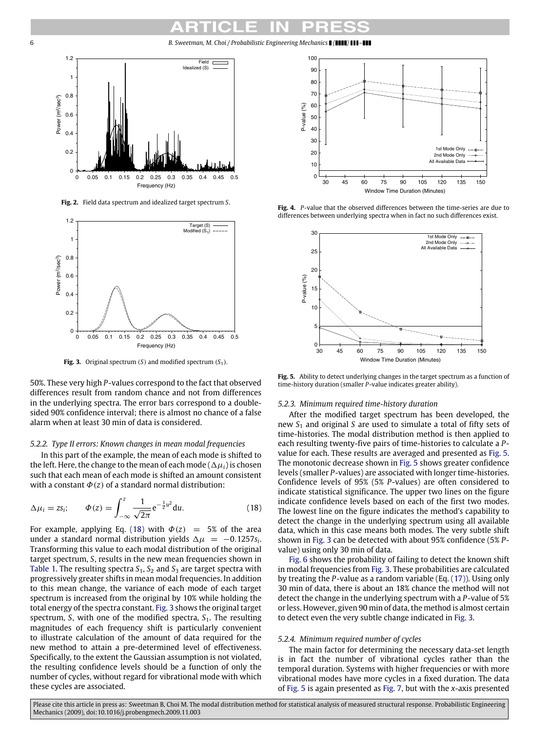Fig. 2. Field data spectrum and idealized target spectrum $S$.

Fig. 3. Original spectrum ($S$) and modified spectrum ($S_1$).

50%. These very high $P$-values correspond to the fact that observed differences result from random chance and not from differences in the underlying spectra. The error bars correspond to a double-sided 90% confidence interval; there is almost no chance of a false alarm when at least 30 min of data is considered.

### 5.2.2. Type II errors: Known changes in mean modal frequencies

In this part of the example, the mean of each mode is shifted to the left. Here, the change to the mean of each mode ($\Delta\mu_i$) is chosen such that each mean of each mode is shifted an amount consistent with a constant $\Phi(z)$ of a standard normal distribution:

$$\Delta\mu_i = zs_i; \qquad \Phi(z) = \int_{-\infty}^{z} \frac{1}{\sqrt{2\pi}} e^{-\frac{1}{2}u^2} du. \tag{18}$$

For example, applying Eq. (18) with $\Phi(z) = 5\%$ of the area under a standard normal distribution yields $\Delta\mu = -0.1257s_i$. Transforming this value to each modal distribution of the original target spectrum, $S$, results in the new mean frequencies shown in Table 1. The resulting spectra $S_1$, $S_2$ and $S_3$ are target spectra with progressively greater shifts in mean modal frequencies. In addition to this mean change, the variance of each mode of each target spectrum is increased from the original by 10% while holding the total energy of the spectra constant. Fig. 3 shows the original target spectrum, $S$, with one of the modified spectra, $S_1$. The resulting magnitudes of each frequency shift is particularly convenient to illustrate calculation of the amount of data required for the new method to attain a pre-determined level of effectiveness. Specifically, to the extent the Gaussian assumption is not violated, the resulting confidence levels should be a function of only the number of cycles, without regard for vibrational mode with which these cycles are associated.

Fig. 4. $P$-value that the observed differences between the time-series are due to differences between underlying spectra when in fact no such differences exist.

Fig. 5. Ability to detect underlying changes in the target spectrum as a function of time-history duration (smaller $P$-value indicates greater ability).

### 5.2.3. Minimum required time-history duration

After the modified target spectrum has been developed, the new $S_1$ and original $S$ are used to simulate a total of fifty sets of time-histories. The modal distribution method is then applied to each resulting twenty-five pairs of time-histories to calculate a $P$-value for each. These results are averaged and presented as Fig. 5. The monotonic decrease shown in Fig. 5 shows greater confidence levels (smaller $P$-values) are associated with longer time-histories. Confidence levels of 95% (5% $P$-values) are often considered to indicate statistical significance. The upper two lines on the figure indicate confidence levels based on each of the first two modes. The lowest line on the figure indicates the method's capability to detect the change in the underlying spectrum using all available data, which in this case means both modes. The very subtle shift shown in Fig. 3 can be detected with about 95% confidence (5% $P$-value) using only 30 min of data.

Fig. 6 shows the probability of failing to detect the known shift in modal frequencies from Fig. 3. These probabilities are calculated by treating the $P$-value as a random variable (Eq. (17)). Using only 30 min of data, there is about an 18% chance the method will not detect the change in the underlying spectrum with a $P$-value of 5% or less. However, given 90 min of data, the method is almost certain to detect even the very subtle change indicated in Fig. 3.

### 5.2.4. Minimum required number of cycles

The main factor for determining the necessary data-set length is in fact the number of vibrational cycles rather than the temporal duration. Systems with higher frequencies or with more vibrational modes have more cycles in a fixed duration. The data of Fig. 5 is again presented as Fig. 7, but with the $x$-axis presented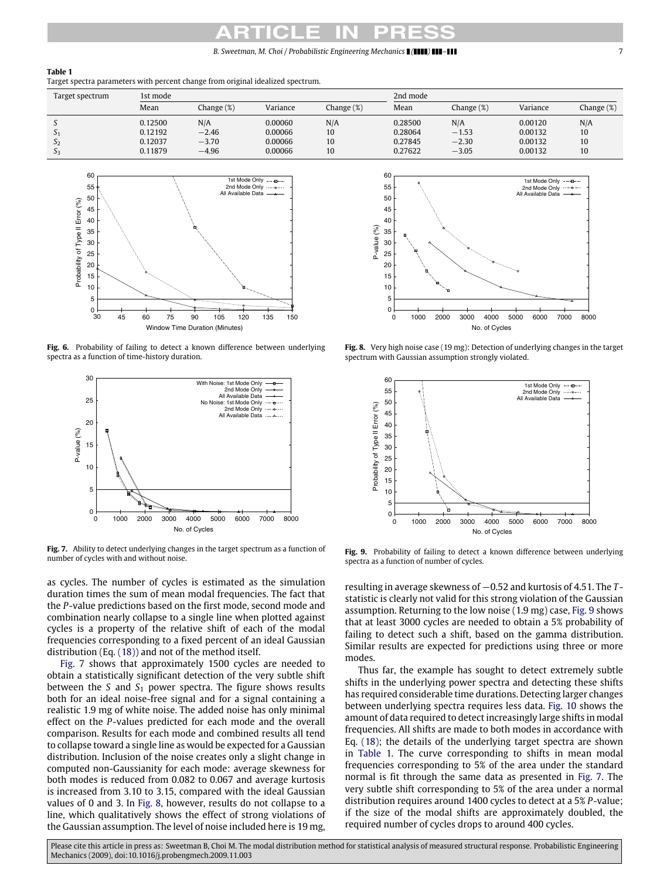**Table 1**
Target spectra parameters with percent change from original idealized spectrum.

| Target spectrum | 1st mode | | | | 2nd mode | | | |
|---|---|---|---|---|---|---|---|---|
| | Mean | Change (%) | Variance | Change (%) | Mean | Change (%) | Variance | Change (%) |
| $S$ | 0.12500 | N/A | 0.00060 | N/A | 0.28500 | N/A | 0.00120 | N/A |
| $S_1$ | 0.12192 | −2.46 | 0.00066 | 10 | 0.28064 | −1.53 | 0.00132 | 10 |
| $S_2$ | 0.12037 | −3.70 | 0.00066 | 10 | 0.27845 | −2.30 | 0.00132 | 10 |
| $S_3$ | 0.11879 | −4.96 | 0.00066 | 10 | 0.27622 | −3.05 | 0.00132 | 10 |

**Fig. 6.** Probability of failing to detect a known difference between underlying spectra as a function of time-history duration.

**Fig. 7.** Ability to detect underlying changes in the target spectrum as a function of number of cycles with and without noise.

**Fig. 8.** Very high noise case (19 mg): Detection of underlying changes in the target spectrum with Gaussian assumption strongly violated.

**Fig. 9.** Probability of failing to detect a known difference between underlying spectra as a function of number of cycles.

as cycles. The number of cycles is estimated as the simulation duration times the sum of mean modal frequencies. The fact that the $P$-value predictions based on the first mode, second mode and combination nearly collapse to a single line when plotted against cycles is a property of the relative shift of each of the modal frequencies corresponding to a fixed percent of an ideal Gaussian distribution (Eq. (18)) and not of the method itself.

Fig. 7 shows that approximately 1500 cycles are needed to obtain a statistically significant detection of the very subtle shift between the $S$ and $S_1$ power spectra. The figure shows results both for an ideal noise-free signal and for a signal containing a realistic 1.9 mg of white noise. The added noise has only minimal effect on the $P$-values predicted for each mode and the overall comparison. Results for each mode and combined results all tend to collapse toward a single line as would be expected for a Gaussian distribution. Inclusion of the noise creates only a slight change in computed non-Gaussianity for each mode: average skewness for both modes is reduced from 0.082 to 0.067 and average kurtosis is increased from 3.10 to 3.15, compared with the ideal Gaussian values of 0 and 3. In Fig. 8, however, results do not collapse to a line, which qualitatively shows the effect of strong violations of the Gaussian assumption. The level of noise included here is 19 mg, resulting in average skewness of −0.52 and kurtosis of 4.51. The $T$-statistic is clearly not valid for this strong violation of the Gaussian assumption. Returning to the low noise (1.9 mg) case, Fig. 9 shows that at least 3000 cycles are needed to obtain a 5% probability of failing to detect such a shift, based on the gamma distribution. Similar results are expected for predictions using three or more modes.

Thus far, the example has sought to detect extremely subtle shifts in the underlying power spectra and detecting these shifts has required considerable time durations. Detecting larger changes between underlying spectra requires less data. Fig. 10 shows the amount of data required to detect increasingly large shifts in modal frequencies. All shifts are made to both modes in accordance with Eq. (18); the details of the underlying target spectra are shown in Table 1. The curve corresponding to shifts in mean modal frequencies corresponding to 5% of the area under the standard normal is fit through the same data as presented in Fig. 7. The very subtle shift corresponding to 5% of the area under a normal distribution requires around 1400 cycles to detect at a 5% $P$-value; if the size of the modal shifts are approximately doubled, the required number of cycles drops to around 400 cycles.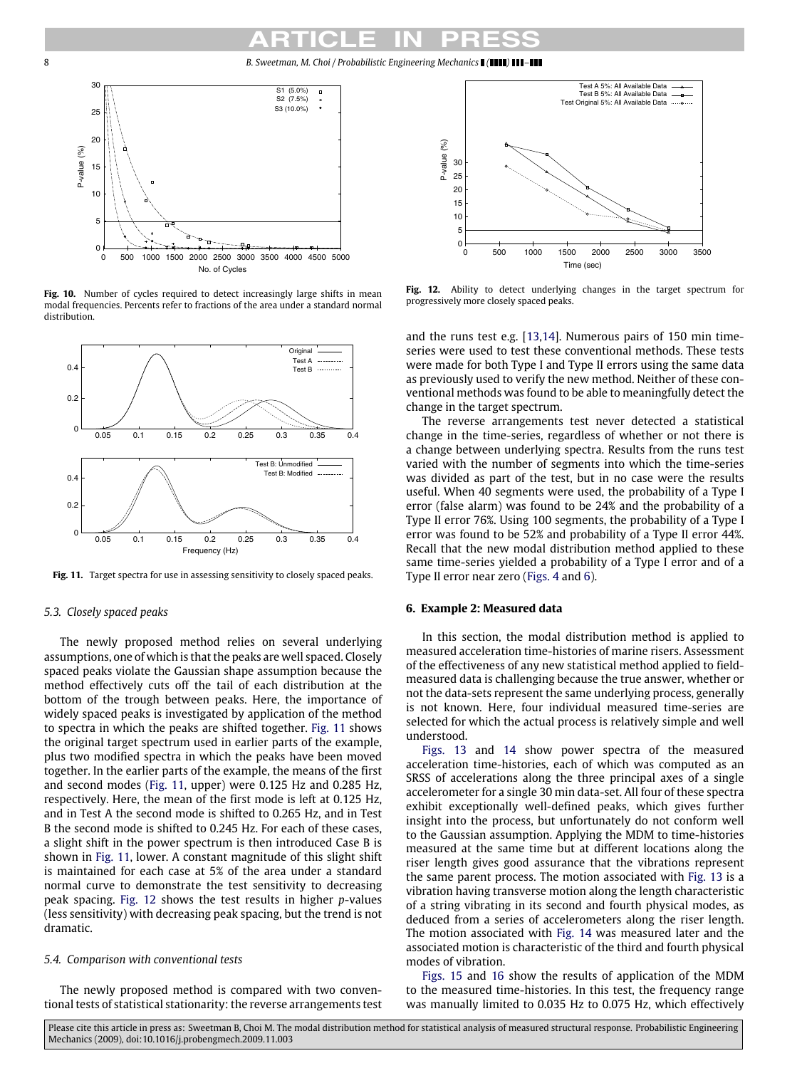**Fig. 10.** Number of cycles required to detect increasingly large shifts in mean modal frequencies. Percents refer to fractions of the area under a standard normal distribution.

**Fig. 11.** Target spectra for use in assessing sensitivity to closely spaced peaks.

**Fig. 12.** Ability to detect underlying changes in the target spectrum for progressively more closely spaced peaks.

### 5.3. Closely spaced peaks

The newly proposed method relies on several underlying assumptions, one of which is that the peaks are well spaced. Closely spaced peaks violate the Gaussian shape assumption because the method effectively cuts off the tail of each distribution at the bottom of the trough between peaks. Here, the importance of widely spaced peaks is investigated by application of the method to spectra in which the peaks are shifted together. Fig. 11 shows the original target spectrum used in earlier parts of the example, plus two modified spectra in which the peaks have been moved together. In the earlier parts of the example, the means of the first and second modes (Fig. 11, upper) were 0.125 Hz and 0.285 Hz, respectively. Here, the mean of the first mode is left at 0.125 Hz, and in Test A the second mode is shifted to 0.265 Hz, and in Test B the second mode is shifted to 0.245 Hz. For each of these cases, a slight shift in the power spectrum is then introduced Case B is shown in Fig. 11, lower. A constant magnitude of this slight shift is maintained for each case at 5% of the area under a standard normal curve to demonstrate the test sensitivity to decreasing peak spacing. Fig. 12 shows the test results in higher *p*-values (less sensitivity) with decreasing peak spacing, but the trend is not dramatic.

### 5.4. Comparison with conventional tests

The newly proposed method is compared with two conventional tests of statistical stationarity: the reverse arrangements test and the runs test e.g. [13,14]. Numerous pairs of 150 min time-series were used to test these conventional methods. These tests were made for both Type I and Type II errors using the same data as previously used to verify the new method. Neither of these conventional methods was found to be able to meaningfully detect the change in the target spectrum.

The reverse arrangements test never detected a statistical change in the time-series, regardless of whether or not there is a change between underlying spectra. Results from the runs test varied with the number of segments into which the time-series was divided as part of the test, but in no case were the results useful. When 40 segments were used, the probability of a Type I error (false alarm) was found to be 24% and the probability of a Type II error 76%. Using 100 segments, the probability of a Type I error was found to be 52% and probability of a Type II error 44%. Recall that the new modal distribution method applied to these same time-series yielded a probability of a Type I error and of a Type II error near zero (Figs. 4 and 6).

## 6. Example 2: Measured data

In this section, the modal distribution method is applied to measured acceleration time-histories of marine risers. Assessment of the effectiveness of any new statistical method applied to field-measured data is challenging because the true answer, whether or not the data-sets represent the same underlying process, generally is not known. Here, four individual measured time-series are selected for which the actual process is relatively simple and well understood.

Figs. 13 and 14 show power spectra of the measured acceleration time-histories, each of which was computed as an SRSS of accelerations along the three principal axes of a single accelerometer for a single 30 min data-set. All four of these spectra exhibit exceptionally well-defined peaks, which gives further insight into the process, but unfortunately do not conform well to the Gaussian assumption. Applying the MDM to time-histories measured at the same time but at different locations along the riser length gives good assurance that the vibrations represent the same parent process. The motion associated with Fig. 13 is a vibration having transverse motion along the length characteristic of a string vibrating in its second and fourth physical modes, as deduced from a series of accelerometers along the riser length. The motion associated with Fig. 14 was measured later and the associated motion is characteristic of the third and fourth physical modes of vibration.

Figs. 15 and 16 show the results of application of the MDM to the measured time-histories. In this test, the frequency range was manually limited to 0.035 Hz to 0.075 Hz, which effectively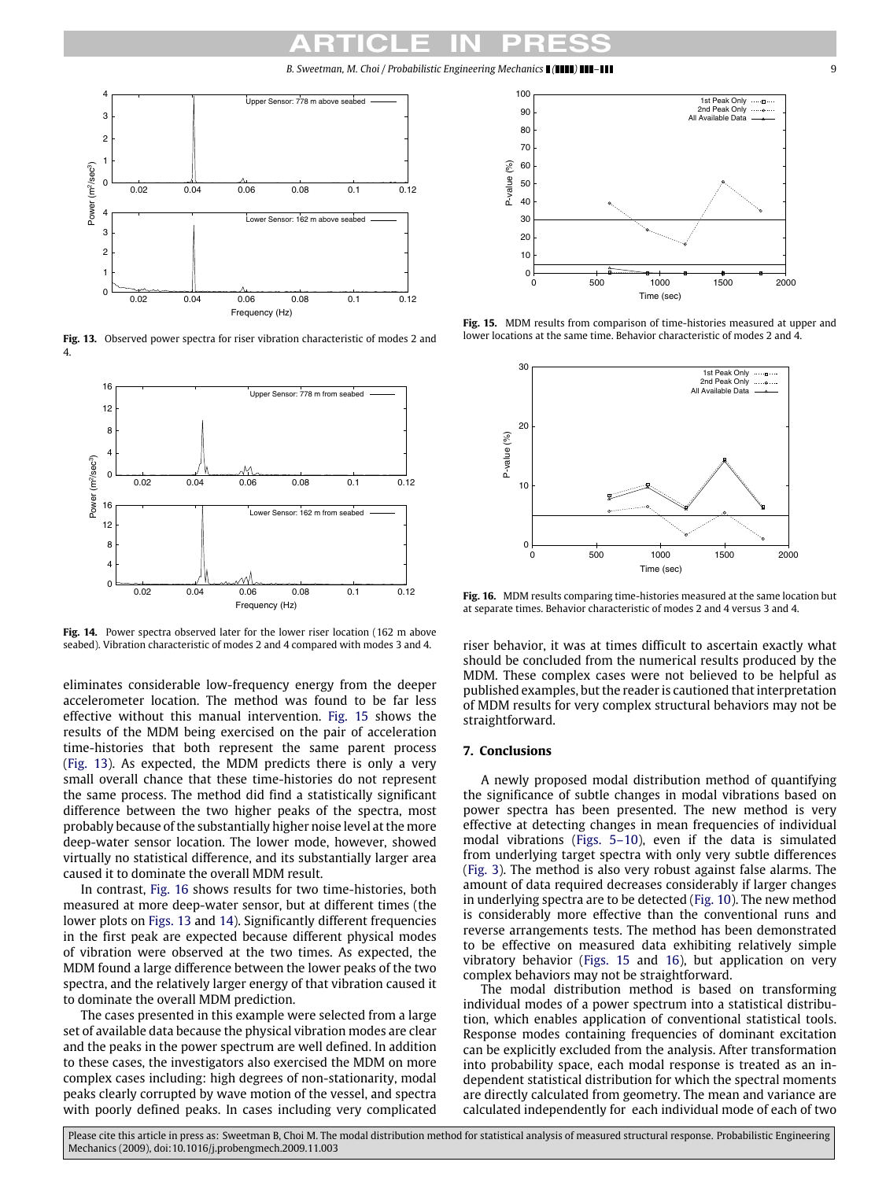Fig. 13. Observed power spectra for riser vibration characteristic of modes 2 and 4.

Fig. 14. Power spectra observed later for the lower riser location (162 m above seabed). Vibration characteristic of modes 2 and 4 compared with modes 3 and 4.

Fig. 15. MDM results from comparison of time-histories measured at upper and lower locations at the same time. Behavior characteristic of modes 2 and 4.

Fig. 16. MDM results comparing time-histories measured at the same location but at separate times. Behavior characteristic of modes 2 and 4 versus 3 and 4.

eliminates considerable low-frequency energy from the deeper accelerometer location. The method was found to be far less effective without this manual intervention. Fig. 15 shows the results of the MDM being exercised on the pair of acceleration time-histories that both represent the same parent process (Fig. 13). As expected, the MDM predicts there is only a very small overall chance that these time-histories do not represent the same process. The method did find a statistically significant difference between the two higher peaks of the spectra, most probably because of the substantially higher noise level at the more deep-water sensor location. The lower mode, however, showed virtually no statistical difference, and its substantially larger area caused it to dominate the overall MDM result.

In contrast, Fig. 16 shows results for two time-histories, both measured at more deep-water sensor, but at different times (the lower plots on Figs. 13 and 14). Significantly different frequencies in the first peak are expected because different physical modes of vibration were observed at the two times. As expected, the MDM found a large difference between the lower peaks of the two spectra, and the relatively larger energy of that vibration caused it to dominate the overall MDM prediction.

The cases presented in this example were selected from a large set of available data because the physical vibration modes are clear and the peaks in the power spectrum are well defined. In addition to these cases, the investigators also exercised the MDM on more complex cases including: high degrees of non-stationarity, modal peaks clearly corrupted by wave motion of the vessel, and spectra with poorly defined peaks. In cases including very complicated riser behavior, it was at times difficult to ascertain exactly what should be concluded from the numerical results produced by the MDM. These complex cases were not believed to be helpful as published examples, but the reader is cautioned that interpretation of MDM results for very complex structural behaviors may not be straightforward.

## 7. Conclusions

A newly proposed modal distribution method of quantifying the significance of subtle changes in modal vibrations based on power spectra has been presented. The new method is very effective at detecting changes in mean frequencies of individual modal vibrations (Figs. 5–10), even if the data is simulated from underlying target spectra with only very subtle differences (Fig. 3). The method is also very robust against false alarms. The amount of data required decreases considerably if larger changes in underlying spectra are to be detected (Fig. 10). The new method is considerably more effective than the conventional runs and reverse arrangements tests. The method has been demonstrated to be effective on measured data exhibiting relatively simple vibratory behavior (Figs. 15 and 16), but application on very complex behaviors may not be straightforward.

The modal distribution method is based on transforming individual modes of a power spectrum into a statistical distribution, which enables application of conventional statistical tools. Response modes containing frequencies of dominant excitation can be explicitly excluded from the analysis. After transformation into probability space, each modal response is treated as an independent statistical distribution for which the spectral moments are directly calculated from geometry. The mean and variance are calculated independently for each individual mode of each of two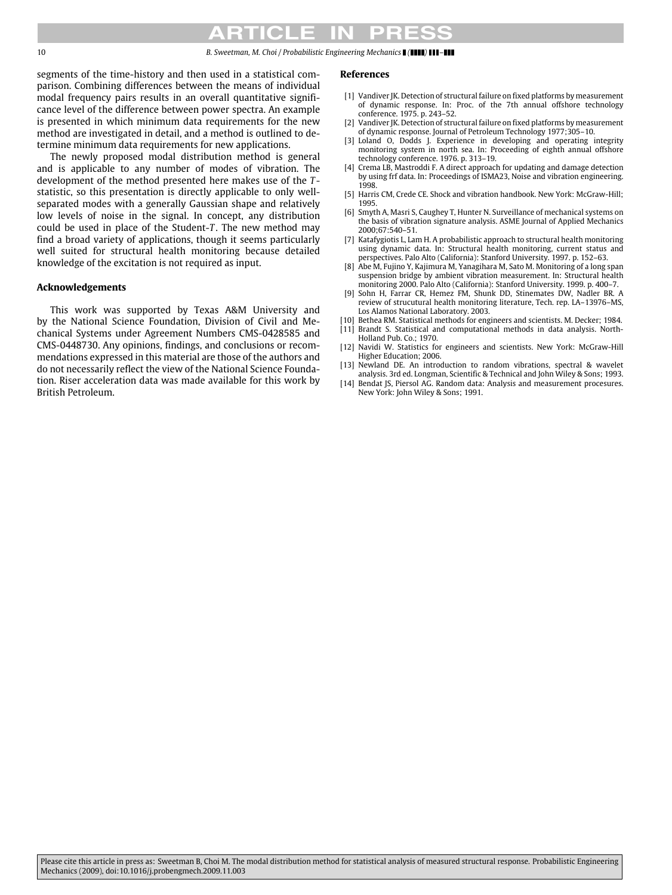segments of the time-history and then used in a statistical comparison. Combining differences between the means of individual modal frequency pairs results in an overall quantitative significance level of the difference between power spectra. An example is presented in which minimum data requirements for the new method are investigated in detail, and a method is outlined to determine minimum data requirements for new applications.

The newly proposed modal distribution method is general and is applicable to any number of modes of vibration. The development of the method presented here makes use of the $T$-statistic, so this presentation is directly applicable to only well-separated modes with a generally Gaussian shape and relatively low levels of noise in the signal. In concept, any distribution could be used in place of the Student-$T$. The new method may find a broad variety of applications, though it seems particularly well suited for structural health monitoring because detailed knowledge of the excitation is not required as input.

## Acknowledgements

This work was supported by Texas A&M University and by the National Science Foundation, Division of Civil and Mechanical Systems under Agreement Numbers CMS-0428585 and CMS-0448730. Any opinions, findings, and conclusions or recommendations expressed in this material are those of the authors and do not necessarily reflect the view of the National Science Foundation. Riser acceleration data was made available for this work by British Petroleum.

## References

[1] Vandiver JK. Detection of structural failure on fixed platforms by measurement of dynamic response. In: Proc. of the 7th annual offshore technology conference. 1975. p. 243–52.

[2] Vandiver JK. Detection of structural failure on fixed platforms by measurement of dynamic response. Journal of Petroleum Technology 1977;305–10.

[3] Loland O, Dodds J. Experience in developing and operating integrity monitoring system in north sea. In: Proceeding of eighth annual offshore technology conference. 1976. p. 313–19.

[4] Crema LB, Mastroddi F. A direct approach for updating and damage detection by using frf data. In: Proceedings of ISMA23, Noise and vibration engineering. 1998.

[5] Harris CM, Crede CE. Shock and vibration handbook. New York: McGraw-Hill; 1995.

[6] Smyth A, Masri S, Caughey T, Hunter N. Surveillance of mechanical systems on the basis of vibration signature analysis. ASME Journal of Applied Mechanics 2000;67:540–51.

[7] Katafygiotis L, Lam H. A probabilistic approach to structural health monitoring using dynamic data. In: Structural health monitoring, current status and perspectives. Palo Alto (California): Stanford University. 1997. p. 152–63.

[8] Abe M, Fujino Y, Kajimura M, Yanagihara M, Sato M. Monitoring of a long span suspension bridge by ambient vibration measurement. In: Structural health monitoring 2000. Palo Alto (California): Stanford University. 1999. p. 400–7.

[9] Sohn H, Farrar CR, Hemez FM, Shunk DD, Stinemates DW, Nadler BR. A review of strucutural health monitoring literature, Tech. rep. LA–13976–MS, Los Alamos National Laboratory. 2003.

[10] Bethea RM. Statistical methods for engineers and scientists. M. Decker; 1984.

[11] Brandt S. Statistical and computational methods in data analysis. North-Holland Pub. Co.; 1970.

[12] Navidi W. Statistics for engineers and scientists. New York: McGraw-Hill Higher Education; 2006.

[13] Newland DE. An introduction to random vibrations, spectral & wavelet analysis. 3rd ed. Longman, Scientific & Technical and John Wiley & Sons; 1993.

[14] Bendat JS, Piersol AG. Random data: Analysis and measurement procesures. New York: John Wiley & Sons; 1991.